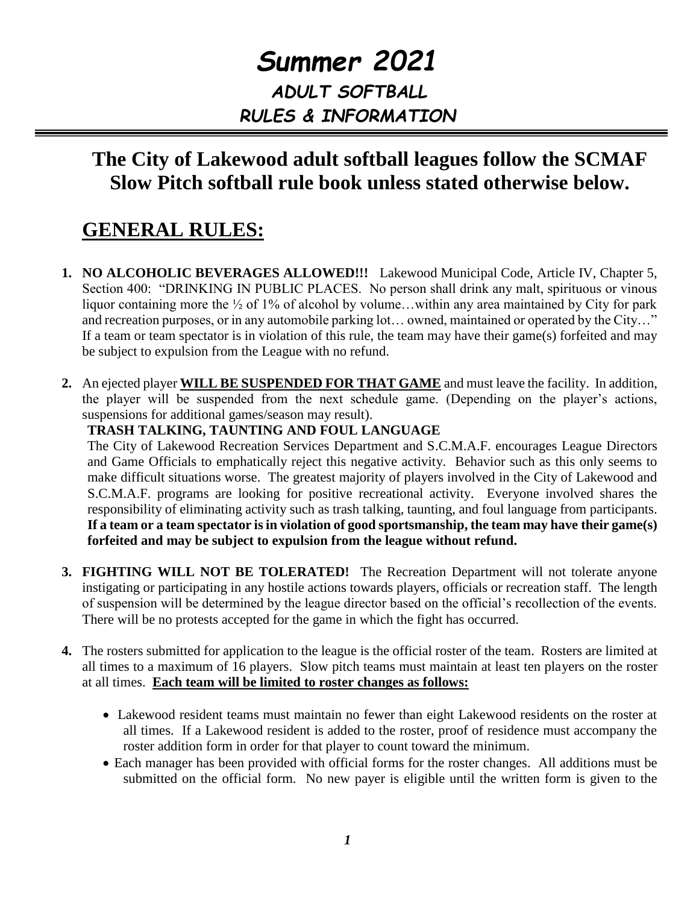# Summer 2021

## ADULT SOFTBALL

## RULES & INFORMATION

---

## The City of Lakewood adult softball leagues follow the SCMAF Slow Pitch softball rule book unless stated otherwise below.

## GENERAL RULES:

1. **NO ALCOHOLIC BEVERAGES ALLOWED!!!** Lakewood Municipal Code, Article IV, Chapter 5, Section 400: "DRINKING IN PUBLIC PLACES. No person shall drink any malt, spirituous or vinous liquor containing more the ½ of 1% of alcohol by volume…within any area maintained by City for park and recreation purposes, or in any automobile parking lot… owned, maintained or operated by the City…" If a team or team spectator is in violation of this rule, the team may have their game(s) forfeited and may be subject to expulsion from the League with no refund.

2. An ejected player **WILL BE SUSPENDED FOR THAT GAME** and must leave the facility. In addition, the player will be suspended from the next schedule game. (Depending on the player's actions, suspensions for additional games/season may result).

   **TRASH TALKING, TAUNTING AND FOUL LANGUAGE**

   The City of Lakewood Recreation Services Department and S.C.M.A.F. encourages League Directors and Game Officials to emphatically reject this negative activity. Behavior such as this only seems to make difficult situations worse. The greatest majority of players involved in the City of Lakewood and S.C.M.A.F. programs are looking for positive recreational activity. Everyone involved shares the responsibility of eliminating activity such as trash talking, taunting, and foul language from participants. **If a team or a team spectator is in violation of good sportsmanship, the team may have their game(s) forfeited and may be subject to expulsion from the league without refund.**

3. **FIGHTING WILL NOT BE TOLERATED!** The Recreation Department will not tolerate anyone instigating or participating in any hostile actions towards players, officials or recreation staff. The length of suspension will be determined by the league director based on the official's recollection of the events. There will be no protests accepted for the game in which the fight has occurred.

4. The rosters submitted for application to the league is the official roster of the team. Rosters are limited at all times to a maximum of 16 players. Slow pitch teams must maintain at least ten players on the roster at all times. **Each team will be limited to roster changes as follows:**

   - Lakewood resident teams must maintain no fewer than eight Lakewood residents on the roster at all times. If a Lakewood resident is added to the roster, proof of residence must accompany the roster addition form in order for that player to count toward the minimum.
   - Each manager has been provided with official forms for the roster changes. All additions must be submitted on the official form. No new payer is eligible until the written form is given to the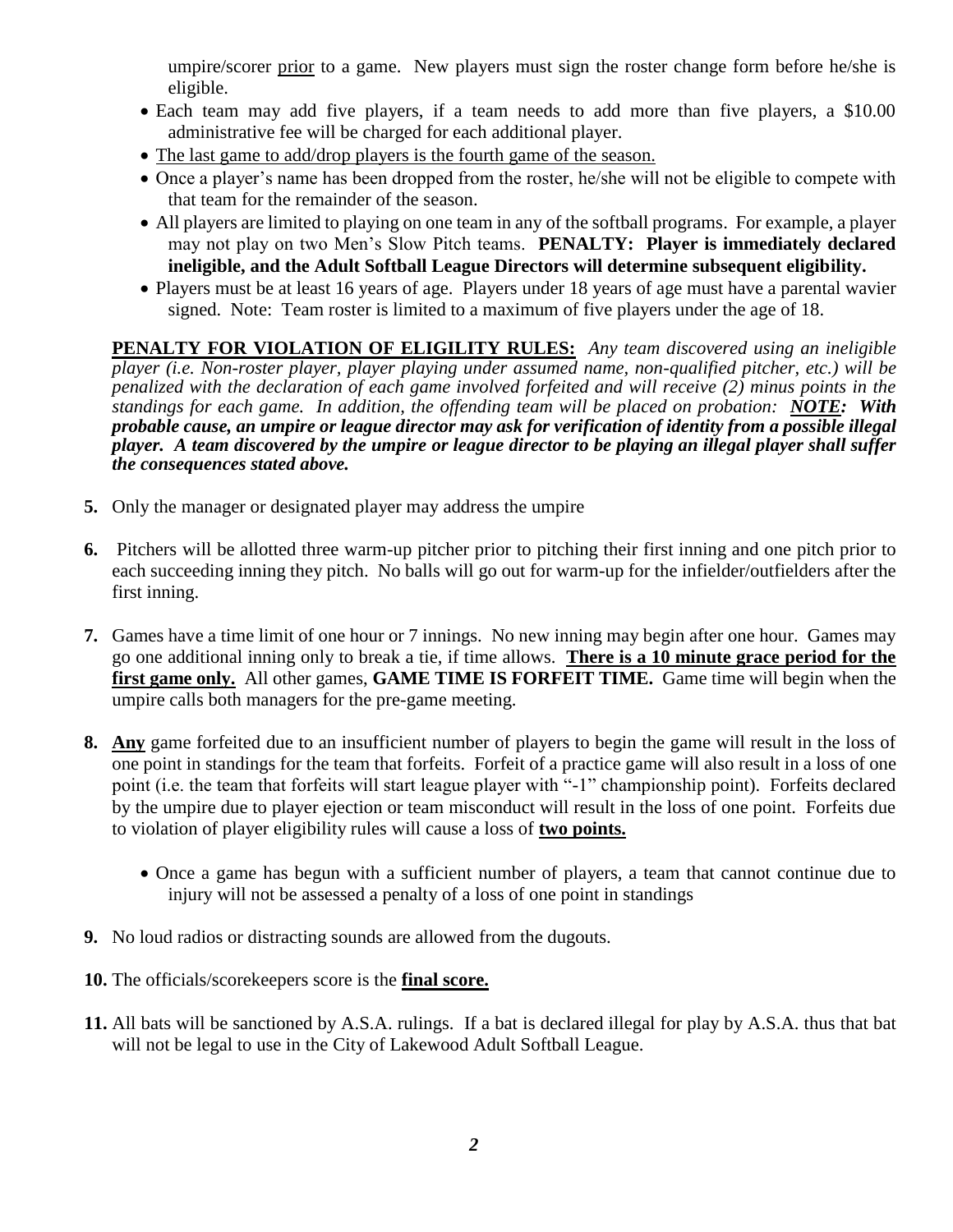umpire/scorer <u>prior</u> to a game. New players must sign the roster change form before he/she is eligible.

- Each team may add five players, if a team needs to add more than five players, a $10.00 administrative fee will be charged for each additional player.
- <u>The last game to add/drop players is the fourth game of the season.</u>
- Once a player's name has been dropped from the roster, he/she will not be eligible to compete with that team for the remainder of the season.
- All players are limited to playing on one team in any of the softball programs. For example, a player may not play on two Men's Slow Pitch teams. **PENALTY: Player is immediately declared ineligible, and the Adult Softball League Directors will determine subsequent eligibility.**
- Players must be at least 16 years of age. Players under 18 years of age must have a parental wavier signed. Note: Team roster is limited to a maximum of five players under the age of 18.

**<u>PENALTY FOR VIOLATION OF ELIGILITY RULES:</u>** *Any team discovered using an ineligible player (i.e. Non-roster player, player playing under assumed name, non-qualified pitcher, etc.) will be penalized with the declaration of each game involved forfeited and will receive (2) minus points in the standings for each game. In addition, the offending team will be placed on probation:* ***<u>NOTE</u>: With probable cause, an umpire or league director may ask for verification of identity from a possible illegal player. A team discovered by the umpire or league director to be playing an illegal player shall suffer the consequences stated above.***

**5.** Only the manager or designated player may address the umpire

**6.** Pitchers will be allotted three warm-up pitcher prior to pitching their first inning and one pitch prior to each succeeding inning they pitch. No balls will go out for warm-up for the infielder/outfielders after the first inning.

**7.** Games have a time limit of one hour or 7 innings. No new inning may begin after one hour. Games may go one additional inning only to break a tie, if time allows. **<u>There is a 10 minute grace period for the first game only.</u>** All other games, **GAME TIME IS FORFEIT TIME.** Game time will begin when the umpire calls both managers for the pre-game meeting.

**8.** **<u>Any</u>** game forfeited due to an insufficient number of players to begin the game will result in the loss of one point in standings for the team that forfeits. Forfeit of a practice game will also result in a loss of one point (i.e. the team that forfeits will start league player with "-1" championship point). Forfeits declared by the umpire due to player ejection or team misconduct will result in the loss of one point. Forfeits due to violation of player eligibility rules will cause a loss of **<u>two points.</u>**

- Once a game has begun with a sufficient number of players, a team that cannot continue due to injury will not be assessed a penalty of a loss of one point in standings

**9.** No loud radios or distracting sounds are allowed from the dugouts.

**10.** The officials/scorekeepers score is the **<u>final score.</u>**

**11.** All bats will be sanctioned by A.S.A. rulings. If a bat is declared illegal for play by A.S.A. thus that bat will not be legal to use in the City of Lakewood Adult Softball League.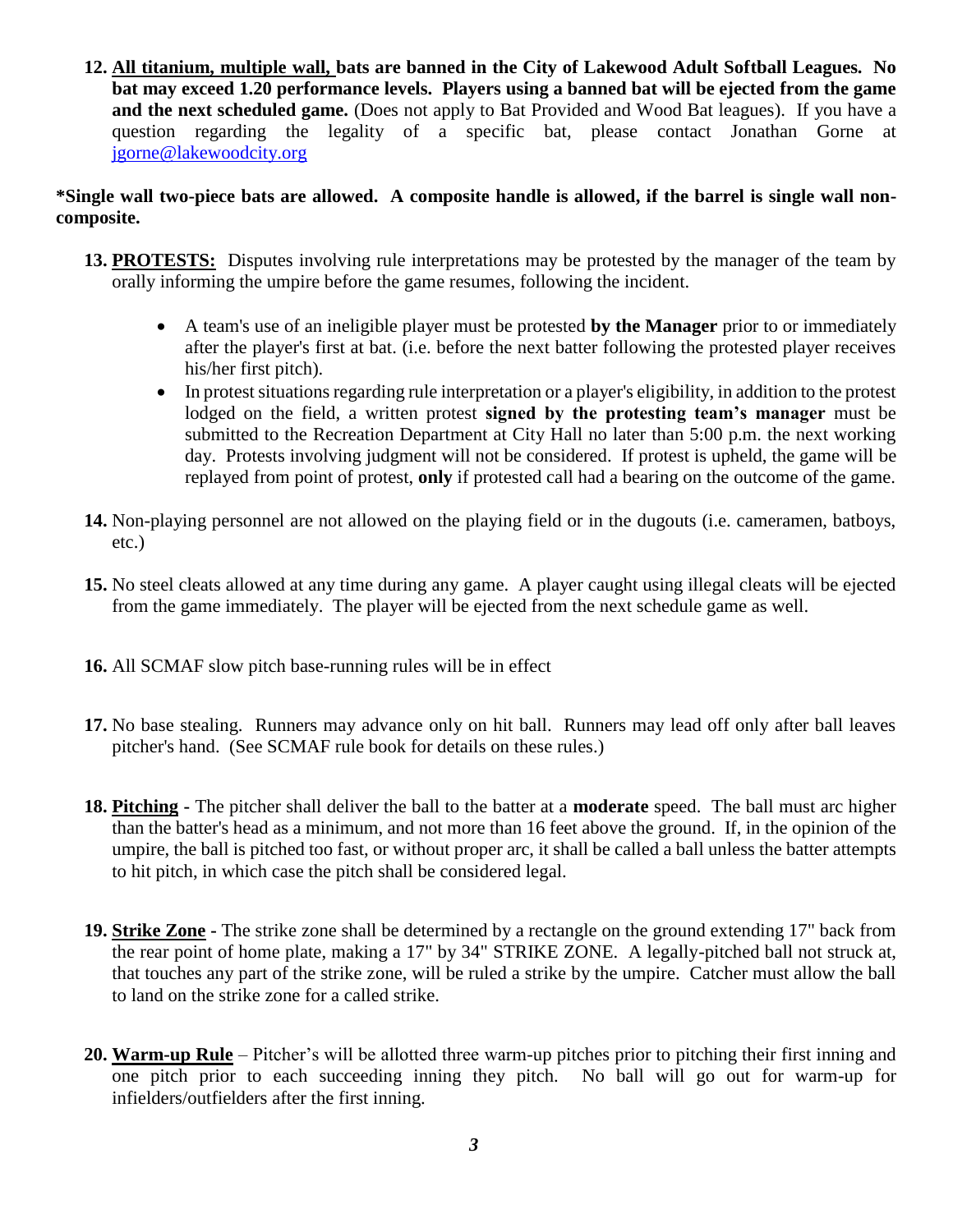12. **<u>All titanium, multiple wall,</u> bats are banned in the City of Lakewood Adult Softball Leagues. No bat may exceed 1.20 performance levels. Players using a banned bat will be ejected from the game and the next scheduled game.** (Does not apply to Bat Provided and Wood Bat leagues). If you have a question regarding the legality of a specific bat, please contact Jonathan Gorne at [jgorne@lakewoodcity.org](mailto:jgorne@lakewoodcity.org)

**\*Single wall two-piece bats are allowed. A composite handle is allowed, if the barrel is single wall non-composite.**

13. **<u>PROTESTS:</u>** Disputes involving rule interpretations may be protested by the manager of the team by orally informing the umpire before the game resumes, following the incident.

    - A team's use of an ineligible player must be protested **by the Manager** prior to or immediately after the player's first at bat. (i.e. before the next batter following the protested player receives his/her first pitch).
    - In protest situations regarding rule interpretation or a player's eligibility, in addition to the protest lodged on the field, a written protest **signed by the protesting team's manager** must be submitted to the Recreation Department at City Hall no later than 5:00 p.m. the next working day. Protests involving judgment will not be considered. If protest is upheld, the game will be replayed from point of protest, **only** if protested call had a bearing on the outcome of the game.

14. Non-playing personnel are not allowed on the playing field or in the dugouts (i.e. cameramen, batboys, etc.)

15. No steel cleats allowed at any time during any game. A player caught using illegal cleats will be ejected from the game immediately. The player will be ejected from the next schedule game as well.

16. All SCMAF slow pitch base-running rules will be in effect

17. No base stealing. Runners may advance only on hit ball. Runners may lead off only after ball leaves pitcher's hand. (See SCMAF rule book for details on these rules.)

18. **<u>Pitching</u> -** The pitcher shall deliver the ball to the batter at a **moderate** speed. The ball must arc higher than the batter's head as a minimum, and not more than 16 feet above the ground. If, in the opinion of the umpire, the ball is pitched too fast, or without proper arc, it shall be called a ball unless the batter attempts to hit pitch, in which case the pitch shall be considered legal.

19. **<u>Strike Zone</u> -** The strike zone shall be determined by a rectangle on the ground extending 17" back from the rear point of home plate, making a 17" by 34" STRIKE ZONE. A legally-pitched ball not struck at, that touches any part of the strike zone, will be ruled a strike by the umpire. Catcher must allow the ball to land on the strike zone for a called strike.

20. **<u>Warm-up Rule</u>** – Pitcher's will be allotted three warm-up pitches prior to pitching their first inning and one pitch prior to each succeeding inning they pitch. No ball will go out for warm-up for infielders/outfielders after the first inning.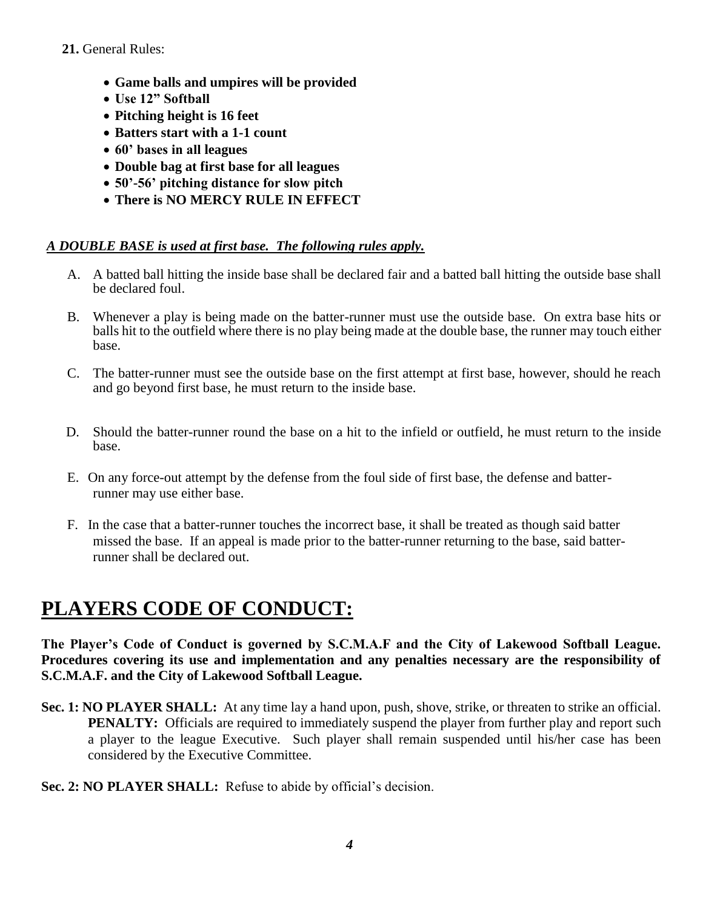**21.** General Rules:

- **Game balls and umpires will be provided**
- **Use 12" Softball**
- **Pitching height is 16 feet**
- **Batters start with a 1-1 count**
- **60' bases in all leagues**
- **Double bag at first base for all leagues**
- **50'-56' pitching distance for slow pitch**
- **There is NO MERCY RULE IN EFFECT**

***A DOUBLE BASE is used at first base. The following rules apply.***

A. A batted ball hitting the inside base shall be declared fair and a batted ball hitting the outside base shall be declared foul.

B. Whenever a play is being made on the batter-runner must use the outside base. On extra base hits or balls hit to the outfield where there is no play being made at the double base, the runner may touch either base.

C. The batter-runner must see the outside base on the first attempt at first base, however, should he reach and go beyond first base, he must return to the inside base.

D. Should the batter-runner round the base on a hit to the infield or outfield, he must return to the inside base.

E. On any force-out attempt by the defense from the foul side of first base, the defense and batter-runner may use either base.

F. In the case that a batter-runner touches the incorrect base, it shall be treated as though said batter missed the base. If an appeal is made prior to the batter-runner returning to the base, said batter-runner shall be declared out.

# PLAYERS CODE OF CONDUCT:

**The Player's Code of Conduct is governed by S.C.M.A.F and the City of Lakewood Softball League. Procedures covering its use and implementation and any penalties necessary are the responsibility of S.C.M.A.F. and the City of Lakewood Softball League.**

**Sec. 1: NO PLAYER SHALL:** At any time lay a hand upon, push, shove, strike, or threaten to strike an official. **PENALTY:** Officials are required to immediately suspend the player from further play and report such a player to the league Executive. Such player shall remain suspended until his/her case has been considered by the Executive Committee.

**Sec. 2: NO PLAYER SHALL:** Refuse to abide by official's decision.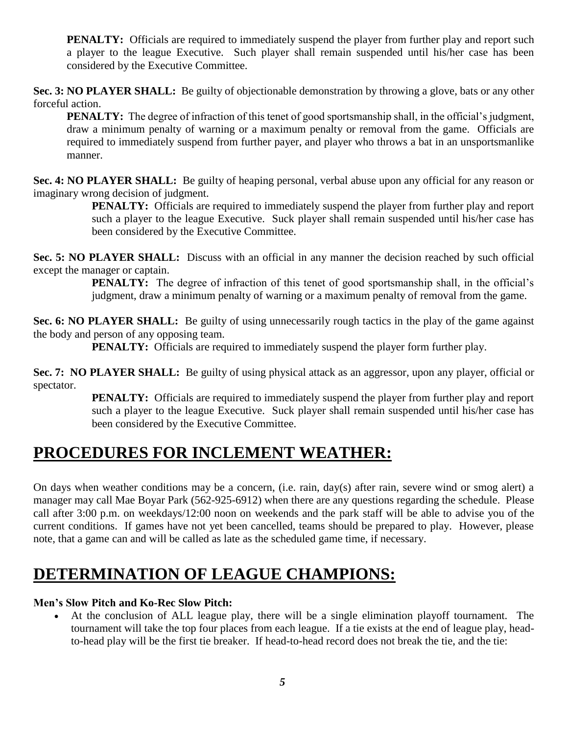**PENALTY:** Officials are required to immediately suspend the player from further play and report such a player to the league Executive. Such player shall remain suspended until his/her case has been considered by the Executive Committee.

**Sec. 3: NO PLAYER SHALL:** Be guilty of objectionable demonstration by throwing a glove, bats or any other forceful action.

**PENALTY:** The degree of infraction of this tenet of good sportsmanship shall, in the official's judgment, draw a minimum penalty of warning or a maximum penalty or removal from the game. Officials are required to immediately suspend from further payer, and player who throws a bat in an unsportsmanlike manner.

**Sec. 4: NO PLAYER SHALL:** Be guilty of heaping personal, verbal abuse upon any official for any reason or imaginary wrong decision of judgment.

**PENALTY:** Officials are required to immediately suspend the player from further play and report such a player to the league Executive. Suck player shall remain suspended until his/her case has been considered by the Executive Committee.

**Sec. 5: NO PLAYER SHALL:** Discuss with an official in any manner the decision reached by such official except the manager or captain.

**PENALTY:** The degree of infraction of this tenet of good sportsmanship shall, in the official's judgment, draw a minimum penalty of warning or a maximum penalty of removal from the game.

**Sec. 6: NO PLAYER SHALL:** Be guilty of using unnecessarily rough tactics in the play of the game against the body and person of any opposing team.

**PENALTY:** Officials are required to immediately suspend the player form further play.

**Sec. 7: NO PLAYER SHALL:** Be guilty of using physical attack as an aggressor, upon any player, official or spectator.

**PENALTY:** Officials are required to immediately suspend the player from further play and report such a player to the league Executive. Suck player shall remain suspended until his/her case has been considered by the Executive Committee.

# PROCEDURES FOR INCLEMENT WEATHER:

On days when weather conditions may be a concern, (i.e. rain, day(s) after rain, severe wind or smog alert) a manager may call Mae Boyar Park (562-925-6912) when there are any questions regarding the schedule. Please call after 3:00 p.m. on weekdays/12:00 noon on weekends and the park staff will be able to advise you of the current conditions. If games have not yet been cancelled, teams should be prepared to play. However, please note, that a game can and will be called as late as the scheduled game time, if necessary.

# DETERMINATION OF LEAGUE CHAMPIONS:

**Men's Slow Pitch and Ko-Rec Slow Pitch:**

- At the conclusion of ALL league play, there will be a single elimination playoff tournament. The tournament will take the top four places from each league. If a tie exists at the end of league play, head-to-head play will be the first tie breaker. If head-to-head record does not break the tie, and the tie: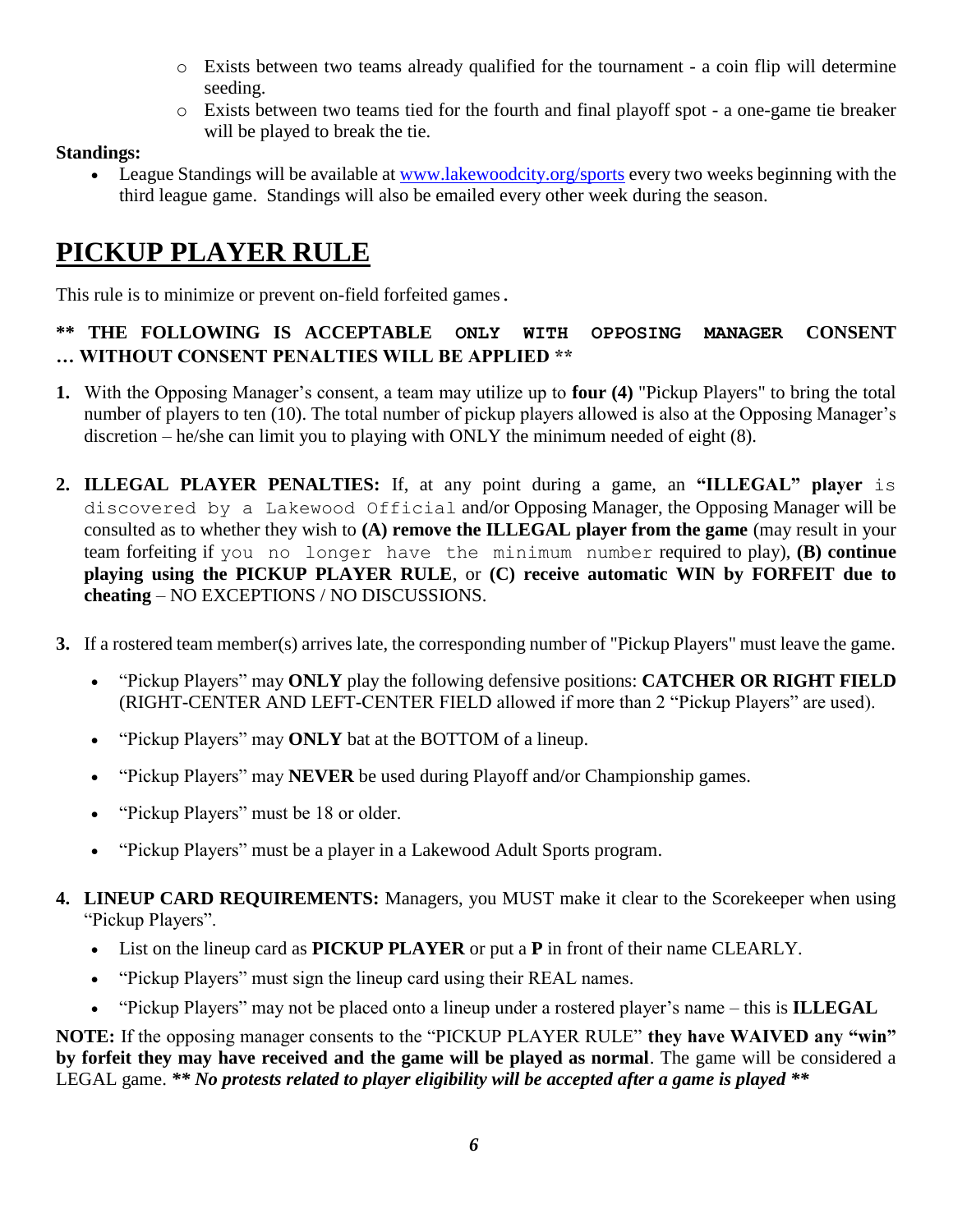- Exists between two teams already qualified for the tournament - a coin flip will determine seeding.
- Exists between two teams tied for the fourth and final playoff spot - a one-game tie breaker will be played to break the tie.

**Standings:**

- League Standings will be available at www.lakewoodcity.org/sports every two weeks beginning with the third league game. Standings will also be emailed every other week during the season.

# PICKUP PLAYER RULE

This rule is to minimize or prevent on-field forfeited games.

**\*\* THE FOLLOWING IS ACCEPTABLE ONLY WITH OPPOSING MANAGER CONSENT … WITHOUT CONSENT PENALTIES WILL BE APPLIED \*\***

1. With the Opposing Manager's consent, a team may utilize up to **four (4)** "Pickup Players" to bring the total number of players to ten (10). The total number of pickup players allowed is also at the Opposing Manager's discretion – he/she can limit you to playing with ONLY the minimum needed of eight (8).

2. **ILLEGAL PLAYER PENALTIES:** If, at any point during a game, an **"ILLEGAL" player** is discovered by a Lakewood Official and/or Opposing Manager, the Opposing Manager will be consulted as to whether they wish to **(A) remove the ILLEGAL player from the game** (may result in your team forfeiting if you no longer have the minimum number required to play), **(B) continue playing using the PICKUP PLAYER RULE**, or **(C) receive automatic WIN by FORFEIT due to cheating** – NO EXCEPTIONS / NO DISCUSSIONS.

3. If a rostered team member(s) arrives late, the corresponding number of "Pickup Players" must leave the game.
   - "Pickup Players" may **ONLY** play the following defensive positions: **CATCHER OR RIGHT FIELD** (RIGHT-CENTER AND LEFT-CENTER FIELD allowed if more than 2 "Pickup Players" are used).
   - "Pickup Players" may **ONLY** bat at the BOTTOM of a lineup.
   - "Pickup Players" may **NEVER** be used during Playoff and/or Championship games.
   - "Pickup Players" must be 18 or older.
   - "Pickup Players" must be a player in a Lakewood Adult Sports program.

4. **LINEUP CARD REQUIREMENTS:** Managers, you MUST make it clear to the Scorekeeper when using "Pickup Players".
   - List on the lineup card as **PICKUP PLAYER** or put a **P** in front of their name CLEARLY.
   - "Pickup Players" must sign the lineup card using their REAL names.
   - "Pickup Players" may not be placed onto a lineup under a rostered player's name – this is **ILLEGAL**

**NOTE:** If the opposing manager consents to the "PICKUP PLAYER RULE" **they have WAIVED any "win" by forfeit they may have received and the game will be played as normal**. The game will be considered a LEGAL game. ***\*\* No protests related to player eligibility will be accepted after a game is played \*\****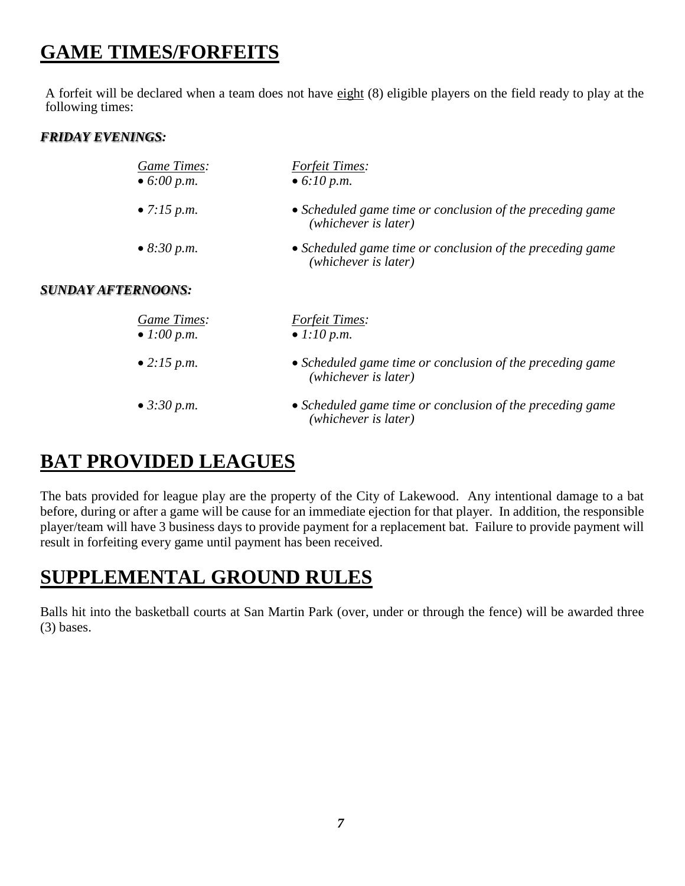# GAME TIMES/FORFEITS

A forfeit will be declared when a team does not have eight (8) eligible players on the field ready to play at the following times:

***FRIDAY EVENINGS:***

| *Game Times:* | *Forfeit Times:* |
| --- | --- |
| • *6:00 p.m.* | • *6:10 p.m.* |
| • *7:15 p.m.* | • *Scheduled game time or conclusion of the preceding game (whichever is later)* |
| • *8:30 p.m.* | • *Scheduled game time or conclusion of the preceding game (whichever is later)* |

***SUNDAY AFTERNOONS:***

| *Game Times:* | *Forfeit Times:* |
| --- | --- |
| • *1:00 p.m.* | • *1:10 p.m.* |
| • *2:15 p.m.* | • *Scheduled game time or conclusion of the preceding game (whichever is later)* |
| • *3:30 p.m.* | • *Scheduled game time or conclusion of the preceding game (whichever is later)* |

# BAT PROVIDED LEAGUES

The bats provided for league play are the property of the City of Lakewood. Any intentional damage to a bat before, during or after a game will be cause for an immediate ejection for that player. In addition, the responsible player/team will have 3 business days to provide payment for a replacement bat. Failure to provide payment will result in forfeiting every game until payment has been received.

# SUPPLEMENTAL GROUND RULES

Balls hit into the basketball courts at San Martin Park (over, under or through the fence) will be awarded three (3) bases.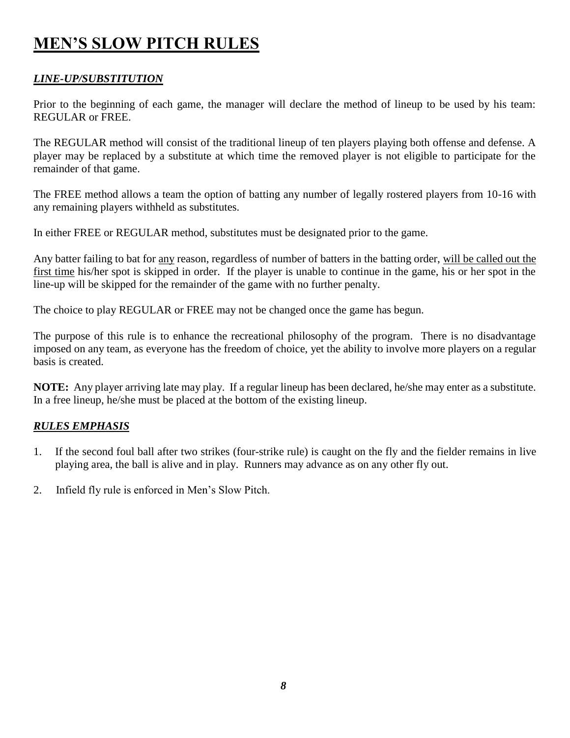# MEN'S SLOW PITCH RULES

## *LINE-UP/SUBSTITUTION*

Prior to the beginning of each game, the manager will declare the method of lineup to be used by his team: REGULAR or FREE.

The REGULAR method will consist of the traditional lineup of ten players playing both offense and defense. A player may be replaced by a substitute at which time the removed player is not eligible to participate for the remainder of that game.

The FREE method allows a team the option of batting any number of legally rostered players from 10-16 with any remaining players withheld as substitutes.

In either FREE or REGULAR method, substitutes must be designated prior to the game.

Any batter failing to bat for <u>any</u> reason, regardless of number of batters in the batting order, <u>will be called out the first time</u> his/her spot is skipped in order. If the player is unable to continue in the game, his or her spot in the line-up will be skipped for the remainder of the game with no further penalty.

The choice to play REGULAR or FREE may not be changed once the game has begun.

The purpose of this rule is to enhance the recreational philosophy of the program. There is no disadvantage imposed on any team, as everyone has the freedom of choice, yet the ability to involve more players on a regular basis is created.

**NOTE:** Any player arriving late may play. If a regular lineup has been declared, he/she may enter as a substitute. In a free lineup, he/she must be placed at the bottom of the existing lineup.

## *RULES EMPHASIS*

1. If the second foul ball after two strikes (four-strike rule) is caught on the fly and the fielder remains in live playing area, the ball is alive and in play. Runners may advance as on any other fly out.
2. Infield fly rule is enforced in Men's Slow Pitch.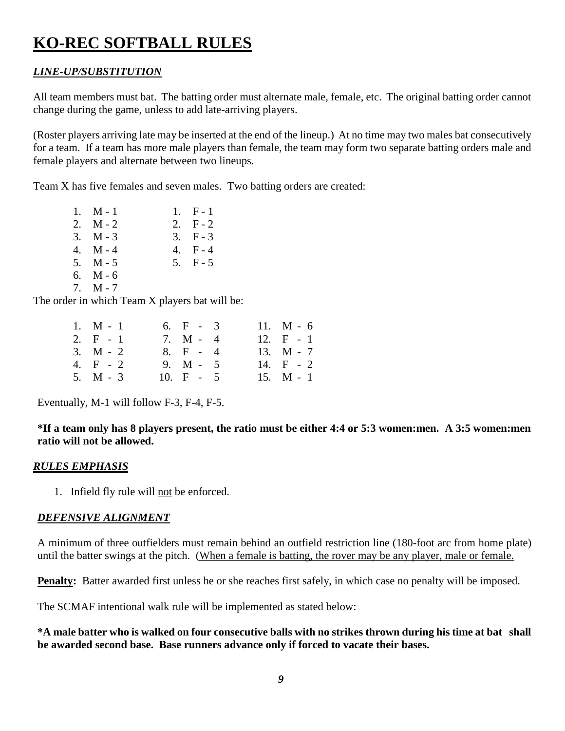# KO-REC SOFTBALL RULES

## *LINE-UP/SUBSTITUTION*

All team members must bat. The batting order must alternate male, female, etc. The original batting order cannot change during the game, unless to add late-arriving players.

(Roster players arriving late may be inserted at the end of the lineup.) At no time may two males bat consecutively for a team. If a team has more male players than female, the team may form two separate batting orders male and female players and alternate between two lineups.

Team X has five females and seven males. Two batting orders are created:

| | |
|---|---|
| 1. M - 1 | 1. F - 1 |
| 2. M - 2 | 2. F - 2 |
| 3. M - 3 | 3. F - 3 |
| 4. M - 4 | 4. F - 4 |
| 5. M - 5 | 5. F - 5 |
| 6. M - 6 | |
| 7. M - 7 | |

The order in which Team X players bat will be:

| | | |
|---|---|---|
| 1. M - 1 | 6. F - 3 | 11. M - 6 |
| 2. F - 1 | 7. M - 4 | 12. F - 1 |
| 3. M - 2 | 8. F - 4 | 13. M - 7 |
| 4. F - 2 | 9. M - 5 | 14. F - 2 |
| 5. M - 3 | 10. F - 5 | 15. M - 1 |

Eventually, M-1 will follow F-3, F-4, F-5.

**\*If a team only has 8 players present, the ratio must be either 4:4 or 5:3 women:men. A 3:5 women:men ratio will not be allowed.**

## *RULES EMPHASIS*

1. Infield fly rule will not be enforced.

## *DEFENSIVE ALIGNMENT*

A minimum of three outfielders must remain behind an outfield restriction line (180-foot arc from home plate) until the batter swings at the pitch. (When a female is batting, the rover may be any player, male or female.

**Penalty:** Batter awarded first unless he or she reaches first safely, in which case no penalty will be imposed.

The SCMAF intentional walk rule will be implemented as stated below:

**\*A male batter who is walked on four consecutive balls with no strikes thrown during his time at bat shall be awarded second base. Base runners advance only if forced to vacate their bases.**